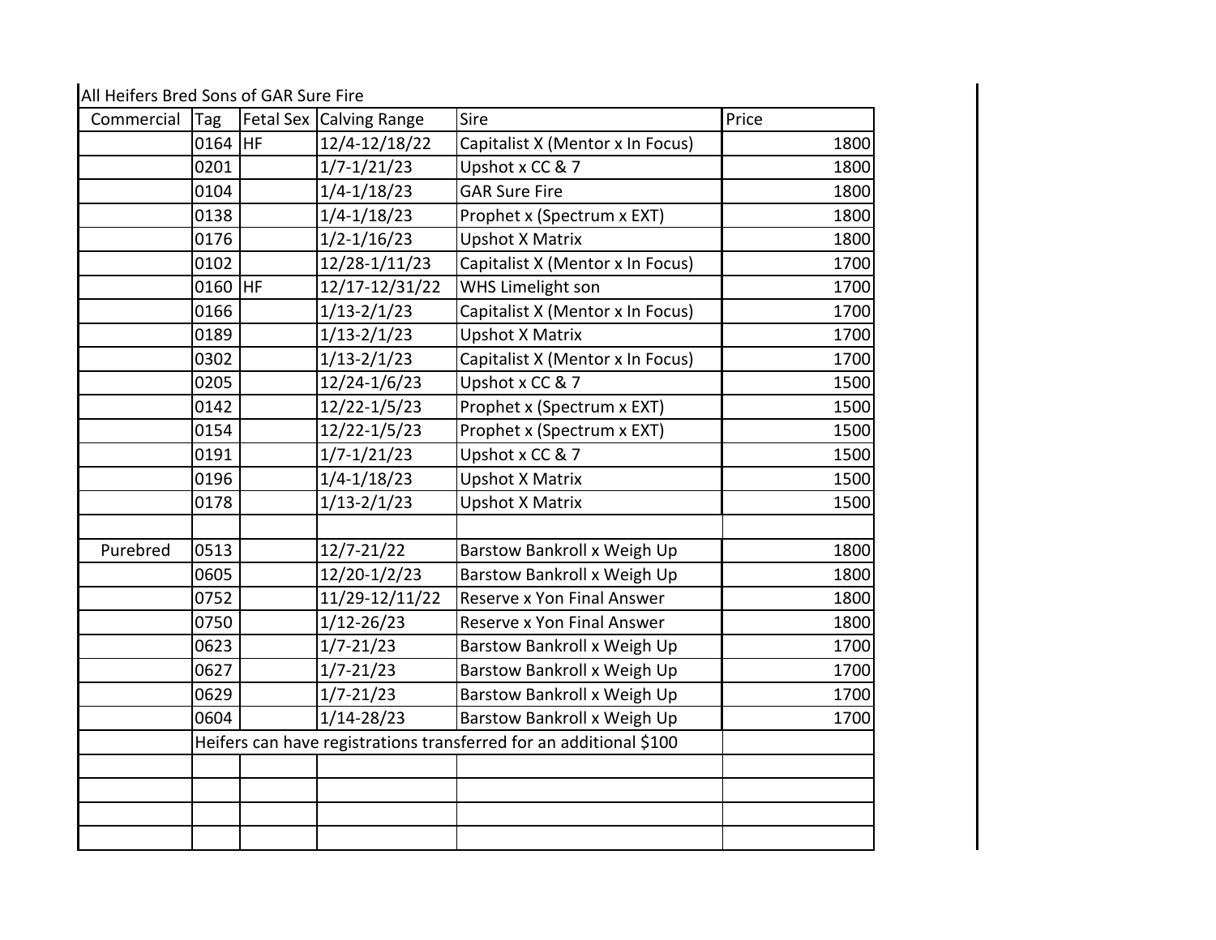All Heifers Bred Sons of GAR Sure Fire

| Commercial | Tag | Fetal Sex | Calving Range | Sire | Price |
|---|---|---|---|---|---|
| | 0164 | HF | 12/4-12/18/22 | Capitalist X (Mentor x In Focus) | 1800 |
| | 0201 | | 1/7-1/21/23 | Upshot x CC & 7 | 1800 |
| | 0104 | | 1/4-1/18/23 | GAR Sure Fire | 1800 |
| | 0138 | | 1/4-1/18/23 | Prophet x (Spectrum x EXT) | 1800 |
| | 0176 | | 1/2-1/16/23 | Upshot X Matrix | 1800 |
| | 0102 | | 12/28-1/11/23 | Capitalist X (Mentor x In Focus) | 1700 |
| | 0160 | HF | 12/17-12/31/22 | WHS Limelight son | 1700 |
| | 0166 | | 1/13-2/1/23 | Capitalist X (Mentor x In Focus) | 1700 |
| | 0189 | | 1/13-2/1/23 | Upshot X Matrix | 1700 |
| | 0302 | | 1/13-2/1/23 | Capitalist X (Mentor x In Focus) | 1700 |
| | 0205 | | 12/24-1/6/23 | Upshot x CC & 7 | 1500 |
| | 0142 | | 12/22-1/5/23 | Prophet x (Spectrum x EXT) | 1500 |
| | 0154 | | 12/22-1/5/23 | Prophet x (Spectrum x EXT) | 1500 |
| | 0191 | | 1/7-1/21/23 | Upshot x CC & 7 | 1500 |
| | 0196 | | 1/4-1/18/23 | Upshot X Matrix | 1500 |
| | 0178 | | 1/13-2/1/23 | Upshot X Matrix | 1500 |
| | | | | | |
| Purebred | 0513 | | 12/7-21/22 | Barstow Bankroll x Weigh Up | 1800 |
| | 0605 | | 12/20-1/2/23 | Barstow Bankroll x Weigh Up | 1800 |
| | 0752 | | 11/29-12/11/22 | Reserve x Yon Final Answer | 1800 |
| | 0750 | | 1/12-26/23 | Reserve x Yon Final Answer | 1800 |
| | 0623 | | 1/7-21/23 | Barstow Bankroll x Weigh Up | 1700 |
| | 0627 | | 1/7-21/23 | Barstow Bankroll x Weigh Up | 1700 |
| | 0629 | | 1/7-21/23 | Barstow Bankroll x Weigh Up | 1700 |
| | 0604 | | 1/14-28/23 | Barstow Bankroll x Weigh Up | 1700 |
| | Heifers can have registrations transferred for an additional $100 | | | | |